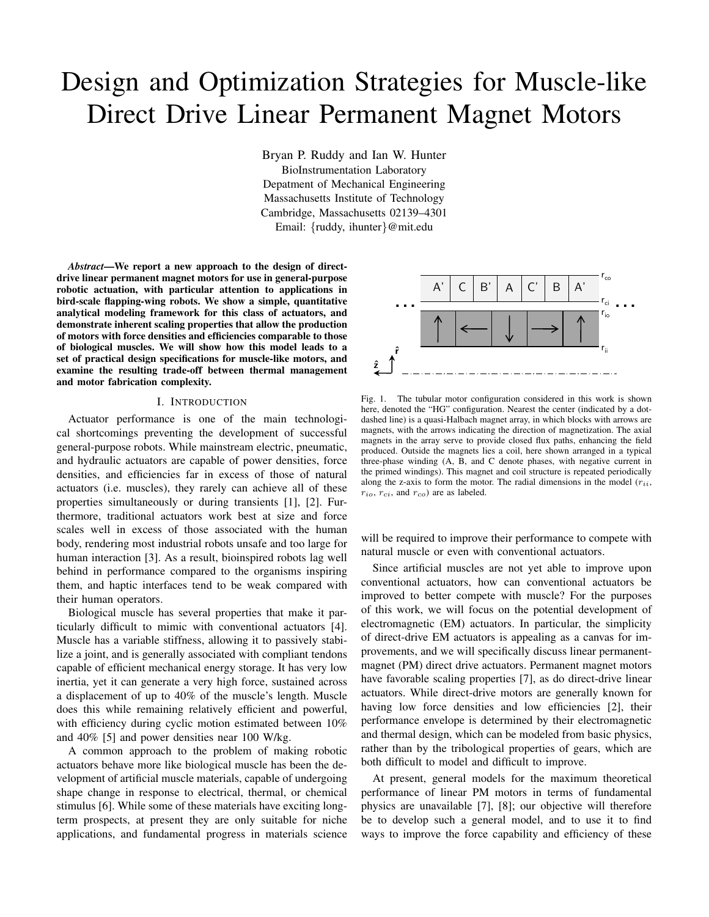# Design and Optimization Strategies for Muscle-like Direct Drive Linear Permanent Magnet Motors

Bryan P. Ruddy and Ian W. Hunter
BioInstrumentation Laboratory
Depatment of Mechanical Engineering
Massachusetts Institute of Technology
Cambridge, Massachusetts 02139–4301
Email: {ruddy, ihunter}@mit.edu

***Abstract*—We report a new approach to the design of direct-drive linear permanent magnet motors for use in general-purpose robotic actuation, with particular attention to applications in bird-scale flapping-wing robots. We show a simple, quantitative analytical modeling framework for this class of actuators, and demonstrate inherent scaling properties that allow the production of motors with force densities and efficiencies comparable to those of biological muscles. We will show how this model leads to a set of practical design specifications for muscle-like motors, and examine the resulting trade-off between thermal management and motor fabrication complexity.**

## I. Introduction

Actuator performance is one of the main technological shortcomings preventing the development of successful general-purpose robots. While mainstream electric, pneumatic, and hydraulic actuators are capable of power densities, force densities, and efficiencies far in excess of those of natural actuators (i.e. muscles), they rarely can achieve all of these properties simultaneously or during transients [1], [2]. Furthermore, traditional actuators work best at size and force scales well in excess of those associated with the human body, rendering most industrial robots unsafe and too large for human interaction [3]. As a result, bioinspired robots lag well behind in performance compared to the organisms inspiring them, and haptic interfaces tend to be weak compared with their human operators.

Biological muscle has several properties that make it particularly difficult to mimic with conventional actuators [4]. Muscle has a variable stiffness, allowing it to passively stabilize a joint, and is generally associated with compliant tendons capable of efficient mechanical energy storage. It has very low inertia, yet it can generate a very high force, sustained across a displacement of up to 40% of the muscle's length. Muscle does this while remaining relatively efficient and powerful, with efficiency during cyclic motion estimated between 10% and 40% [5] and power densities near 100 W/kg.

A common approach to the problem of making robotic actuators behave more like biological muscle has been the development of artificial muscle materials, capable of undergoing shape change in response to electrical, thermal, or chemical stimulus [6]. While some of these materials have exciting long-term prospects, at present they are only suitable for niche applications, and fundamental progress in materials science will be required to improve their performance to compete with natural muscle or even with conventional actuators.

A' C B' A C' B A'

$r_{co}$ $r_{ci}$ $r_{io}$ $r_{ii}$

$\hat{\mathbf{r}}$ $\hat{\mathbf{z}}$

Fig. 1. The tubular motor configuration considered in this work is shown here, denoted the "HG" configuration. Nearest the center (indicated by a dot-dashed line) is a quasi-Halbach magnet array, in which blocks with arrows are magnets, with the arrows indicating the direction of magnetization. The axial magnets in the array serve to provide closed flux paths, enhancing the field produced. Outside the magnets lies a coil, here shown arranged in a typical three-phase winding (A, B, and C denote phases, with negative current in the primed windings). This magnet and coil structure is repeated periodically along the z-axis to form the motor. The radial dimensions in the model ($r_{ii}$, $r_{io}$, $r_{ci}$, and $r_{co}$) are as labeled.

Since artificial muscles are not yet able to improve upon conventional actuators, how can conventional actuators be improved to better compete with muscle? For the purposes of this work, we will focus on the potential development of electromagnetic (EM) actuators. In particular, the simplicity of direct-drive EM actuators is appealing as a canvas for improvements, and we will specifically discuss linear permanent-magnet (PM) direct drive actuators. Permanent magnet motors have favorable scaling properties [7], as do direct-drive linear actuators. While direct-drive motors are generally known for having low force densities and low efficiencies [2], their performance envelope is determined by their electromagnetic and thermal design, which can be modeled from basic physics, rather than by the tribological properties of gears, which are both difficult to model and difficult to improve.

At present, general models for the maximum theoretical performance of linear PM motors in terms of fundamental physics are unavailable [7], [8]; our objective will therefore be to develop such a general model, and to use it to find ways to improve the force capability and efficiency of these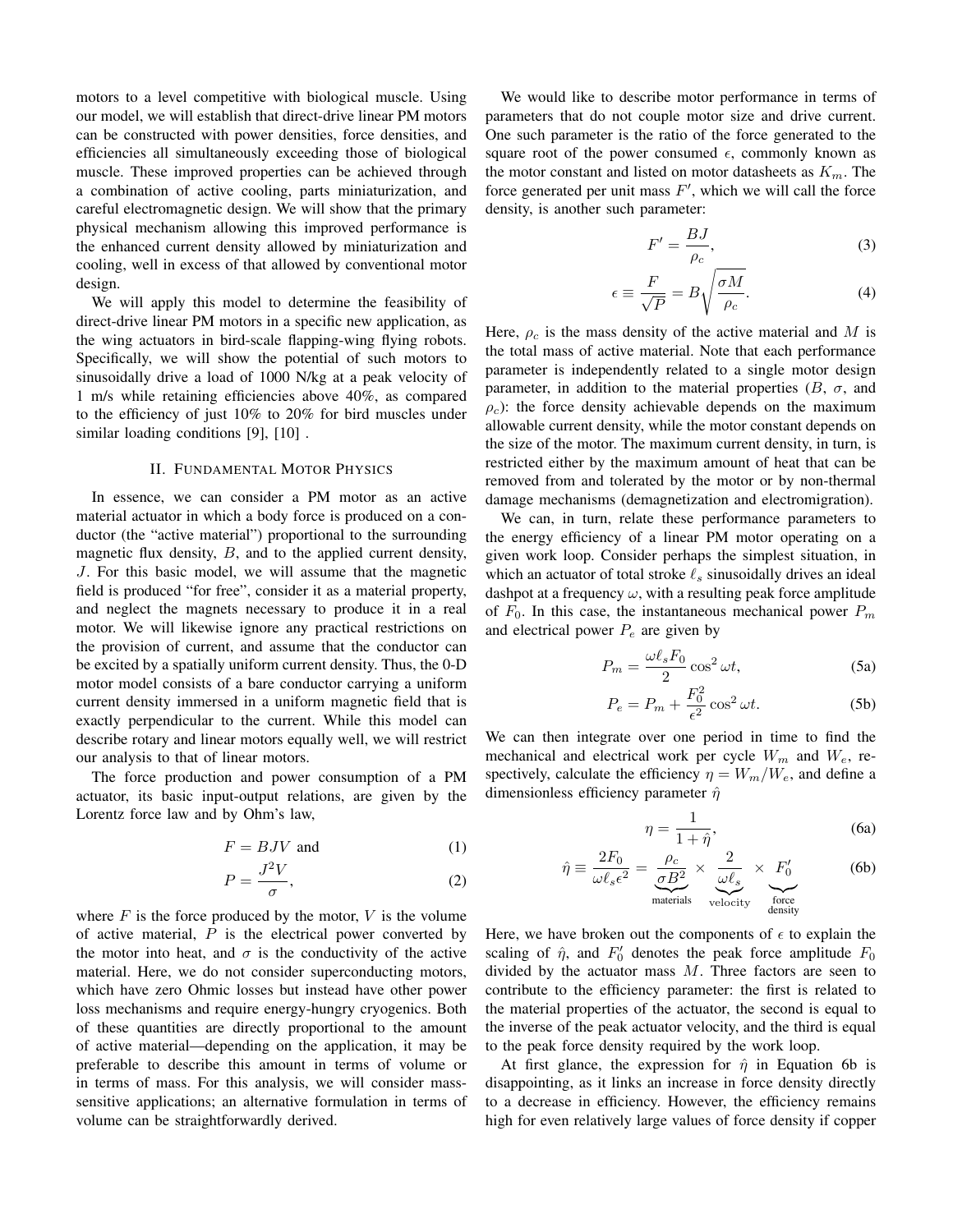motors to a level competitive with biological muscle. Using our model, we will establish that direct-drive linear PM motors can be constructed with power densities, force densities, and efficiencies all simultaneously exceeding those of biological muscle. These improved properties can be achieved through a combination of active cooling, parts miniaturization, and careful electromagnetic design. We will show that the primary physical mechanism allowing this improved performance is the enhanced current density allowed by miniaturization and cooling, well in excess of that allowed by conventional motor design.

We will apply this model to determine the feasibility of direct-drive linear PM motors in a specific new application, as the wing actuators in bird-scale flapping-wing flying robots. Specifically, we will show the potential of such motors to sinusoidally drive a load of 1000 N/kg at a peak velocity of 1 m/s while retaining efficiencies above 40%, as compared to the efficiency of just 10% to 20% for bird muscles under similar loading conditions [9], [10] .

## II. Fundamental Motor Physics

In essence, we can consider a PM motor as an active material actuator in which a body force is produced on a conductor (the "active material") proportional to the surrounding magnetic flux density, $B$, and to the applied current density, $J$. For this basic model, we will assume that the magnetic field is produced "for free", consider it as a material property, and neglect the magnets necessary to produce it in a real motor. We will likewise ignore any practical restrictions on the provision of current, and assume that the conductor can be excited by a spatially uniform current density. Thus, the 0-D motor model consists of a bare conductor carrying a uniform current density immersed in a uniform magnetic field that is exactly perpendicular to the current. While this model can describe rotary and linear motors equally well, we will restrict our analysis to that of linear motors.

The force production and power consumption of a PM actuator, its basic input-output relations, are given by the Lorentz force law and by Ohm's law,

$$F = BJV \text{ and} \tag{1}$$

$$P = \frac{J^2 V}{\sigma}, \tag{2}$$

where $F$ is the force produced by the motor, $V$ is the volume of active material, $P$ is the electrical power converted by the motor into heat, and $\sigma$ is the conductivity of the active material. Here, we do not consider superconducting motors, which have zero Ohmic losses but instead have other power loss mechanisms and require energy-hungry cryogenics. Both of these quantities are directly proportional to the amount of active material—depending on the application, it may be preferable to describe this amount in terms of volume or in terms of mass. For this analysis, we will consider mass-sensitive applications; an alternative formulation in terms of volume can be straightforwardly derived.

We would like to describe motor performance in terms of parameters that do not couple motor size and drive current. One such parameter is the ratio of the force generated to the square root of the power consumed $\epsilon$, commonly known as the motor constant and listed on motor datasheets as $K_m$. The force generated per unit mass $F'$, which we will call the force density, is another such parameter:

$$F' = \frac{BJ}{\rho_c}, \tag{3}$$

$$\epsilon \equiv \frac{F}{\sqrt{P}} = B\sqrt{\frac{\sigma M}{\rho_c}}. \tag{4}$$

Here, $\rho_c$ is the mass density of the active material and $M$ is the total mass of active material. Note that each performance parameter is independently related to a single motor design parameter, in addition to the material properties ($B$, $\sigma$, and $\rho_c$): the force density achievable depends on the maximum allowable current density, while the motor constant depends on the size of the motor. The maximum current density, in turn, is restricted either by the maximum amount of heat that can be removed from and tolerated by the motor or by non-thermal damage mechanisms (demagnetization and electromigration).

We can, in turn, relate these performance parameters to the energy efficiency of a linear PM motor operating on a given work loop. Consider perhaps the simplest situation, in which an actuator of total stroke $\ell_s$ sinusoidally drives an ideal dashpot at a frequency $\omega$, with a resulting peak force amplitude of $F_0$. In this case, the instantaneous mechanical power $P_m$ and electrical power $P_e$ are given by

$$P_m = \frac{\omega \ell_s F_0}{2} \cos^2 \omega t, \tag{5a}$$

$$P_e = P_m + \frac{F_0^2}{\epsilon^2} \cos^2 \omega t. \tag{5b}$$

We can then integrate over one period in time to find the mechanical and electrical work per cycle $W_m$ and $W_e$, respectively, calculate the efficiency $\eta = W_m/W_e$, and define a dimensionless efficiency parameter $\hat{\eta}$

$$\eta = \frac{1}{1+\hat{\eta}}, \tag{6a}$$

$$\hat{\eta} \equiv \frac{2F_0}{\omega \ell_s \epsilon^2} = \underbrace{\frac{\rho_c}{\sigma B^2}}_{\text{materials}} \times \underbrace{\frac{2}{\omega \ell_s}}_{\text{velocity}} \times \underbrace{F_0'}_{\substack{\text{force} \\ \text{density}}} \tag{6b}$$

Here, we have broken out the components of $\epsilon$ to explain the scaling of $\hat{\eta}$, and $F_0'$ denotes the peak force amplitude $F_0$ divided by the actuator mass $M$. Three factors are seen to contribute to the efficiency parameter: the first is related to the material properties of the actuator, the second is equal to the inverse of the peak actuator velocity, and the third is equal to the peak force density required by the work loop.

At first glance, the expression for $\hat{\eta}$ in Equation 6b is disappointing, as it links an increase in force density directly to a decrease in efficiency. However, the efficiency remains high for even relatively large values of force density if copper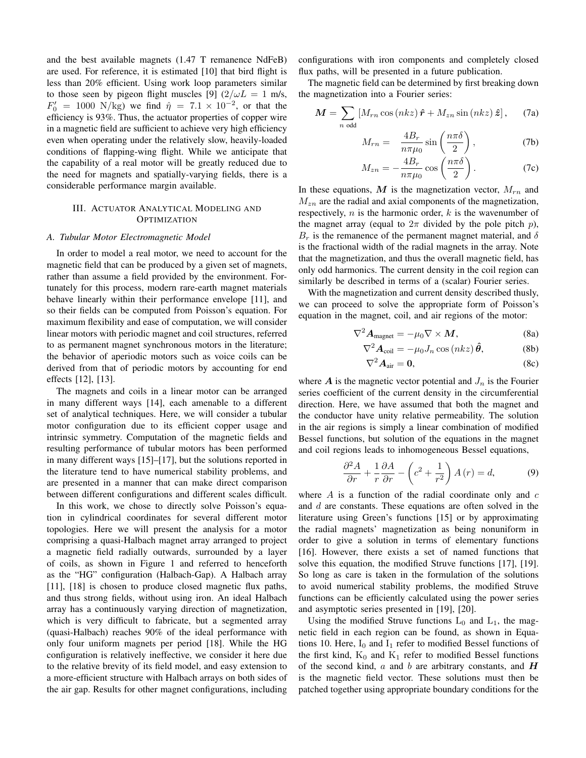and the best available magnets (1.47 T remanence NdFeB) are used. For reference, it is estimated [10] that bird flight is less than 20% efficient. Using work loop parameters similar to those seen by pigeon flight muscles [9] ($2/\omega L = 1$ m/s, $F_0' = 1000$ N/kg) we find $\hat{\eta} = 7.1 \times 10^{-2}$, or that the efficiency is 93%. Thus, the actuator properties of copper wire in a magnetic field are sufficient to achieve very high efficiency even when operating under the relatively slow, heavily-loaded conditions of flapping-wing flight. While we anticipate that the capability of a real motor will be greatly reduced due to the need for magnets and spatially-varying fields, there is a considerable performance margin available.

## III. Actuator Analytical Modeling and Optimization

### A. Tubular Motor Electromagnetic Model

In order to model a real motor, we need to account for the magnetic field that can be produced by a given set of magnets, rather than assume a field provided by the environment. Fortunately for this process, modern rare-earth magnet materials behave linearly within their performance envelope [11], and so their fields can be computed from Poisson's equation. For maximum flexibility and ease of computation, we will consider linear motors with periodic magnet and coil structures, referred to as permanent magnet synchronous motors in the literature; the behavior of aperiodic motors such as voice coils can be derived from that of periodic motors by accounting for end effects [12], [13].

The magnets and coils in a linear motor can be arranged in many different ways [14], each amenable to a different set of analytical techniques. Here, we will consider a tubular motor configuration due to its efficient copper usage and intrinsic symmetry. Computation of the magnetic fields and resulting performance of tubular motors has been performed in many different ways [15]–[17], but the solutions reported in the literature tend to have numerical stability problems, and are presented in a manner that can make direct comparison between different configurations and different scales difficult.

In this work, we chose to directly solve Poisson's equation in cylindrical coordinates for several different motor topologies. Here we will present the analysis for a motor comprising a quasi-Halbach magnet array arranged to project a magnetic field radially outwards, surrounded by a layer of coils, as shown in Figure 1 and referred to henceforth as the "HG" configuration (Halbach-Gap). A Halbach array [11], [18] is chosen to produce closed magnetic flux paths, and thus strong fields, without using iron. An ideal Halbach array has a continuously varying direction of magnetization, which is very difficult to fabricate, but a segmented array (quasi-Halbach) reaches 90% of the ideal performance with only four uniform magnets per period [18]. While the HG configuration is relatively ineffective, we consider it here due to the relative brevity of its field model, and easy extension to a more-efficient structure with Halbach arrays on both sides of the air gap. Results for other magnet configurations, including configurations with iron components and completely closed flux paths, will be presented in a future publication.

The magnetic field can be determined by first breaking down the magnetization into a Fourier series:

$$\boldsymbol{M} = \sum_{n \text{ odd}} \left[ M_{rn} \cos(nkz)\,\hat{\boldsymbol{r}} + M_{zn} \sin(nkz)\,\hat{\boldsymbol{z}} \right], \tag{7a}$$

$$M_{rn} = \frac{4B_r}{n\pi\mu_0} \sin\left(\frac{n\pi\delta}{2}\right), \tag{7b}$$

$$M_{zn} = -\frac{4B_r}{n\pi\mu_0} \cos\left(\frac{n\pi\delta}{2}\right). \tag{7c}$$

In these equations, $\boldsymbol{M}$ is the magnetization vector, $M_{rn}$ and $M_{zn}$ are the radial and axial components of the magnetization, respectively, $n$ is the harmonic order, $k$ is the wavenumber of the magnet array (equal to $2\pi$ divided by the pole pitch $p$), $B_r$ is the remanence of the permanent magnet material, and $\delta$ is the fractional width of the radial magnets in the array. Note that the magnetization, and thus the overall magnetic field, has only odd harmonics. The current density in the coil region can similarly be described in terms of a (scalar) Fourier series.

With the magnetization and current density described thusly, we can proceed to solve the appropriate form of Poisson's equation in the magnet, coil, and air regions of the motor:

$$\nabla^2 \boldsymbol{A}_{\text{magnet}} = -\mu_0 \nabla \times \boldsymbol{M}, \tag{8a}$$

$$\nabla^2 \boldsymbol{A}_{\text{coil}} = -\mu_0 J_n \cos(nkz)\,\hat{\boldsymbol{\theta}}, \tag{8b}$$

$$\nabla^2 \boldsymbol{A}_{\text{air}} = \boldsymbol{0}, \tag{8c}$$

where $\boldsymbol{A}$ is the magnetic vector potential and $J_n$ is the Fourier series coefficient of the current density in the circumferential direction. Here, we have assumed that both the magnet and the conductor have unity relative permeability. The solution in the air regions is simply a linear combination of modified Bessel functions, but solution of the equations in the magnet and coil regions leads to inhomogeneous Bessel equations,

$$\frac{\partial^2 A}{\partial r} + \frac{1}{r}\frac{\partial A}{\partial r} - \left(c^2 + \frac{1}{r^2}\right) A(r) = d, \tag{9}$$

where $A$ is a function of the radial coordinate only and $c$ and $d$ are constants. These equations are often solved in the literature using Green's functions [15] or by approximating the radial magnets' magnetization as being nonuniform in order to give a solution in terms of elementary functions [16]. However, there exists a set of named functions that solve this equation, the modified Struve functions [17], [19]. So long as care is taken in the formulation of the solutions to avoid numerical stability problems, the modified Struve functions can be efficiently calculated using the power series and asymptotic series presented in [19], [20].

Using the modified Struve functions $\mathrm{L}_0$ and $\mathrm{L}_1$, the magnetic field in each region can be found, as shown in Equations 10. Here, $\mathrm{I}_0$ and $\mathrm{I}_1$ refer to modified Bessel functions of the first kind, $\mathrm{K}_0$ and $\mathrm{K}_1$ refer to modified Bessel functions of the second kind, $a$ and $b$ are arbitrary constants, and $\boldsymbol{H}$ is the magnetic field vector. These solutions must then be patched together using appropriate boundary conditions for the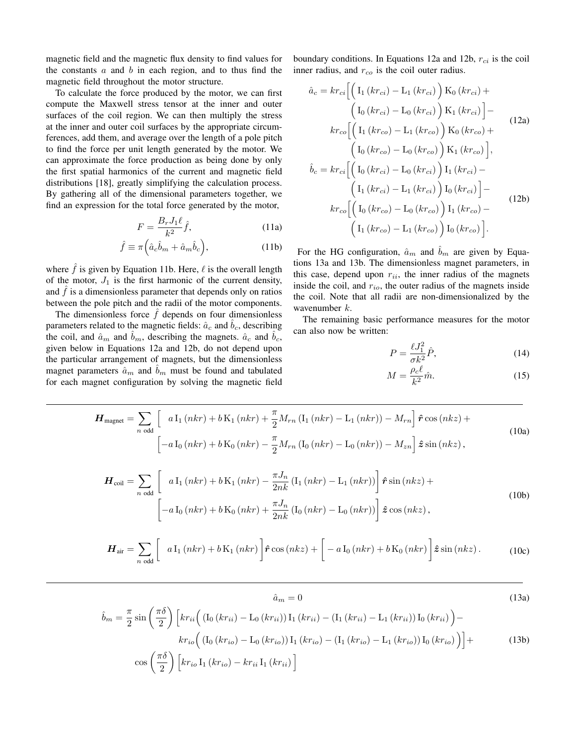magnetic field and the magnetic flux density to find values for the constants $a$ and $b$ in each region, and to thus find the magnetic field throughout the motor structure.

To calculate the force produced by the motor, we can first compute the Maxwell stress tensor at the inner and outer surfaces of the coil region. We can then multiply the stress at the inner and outer coil surfaces by the appropriate circumferences, add them, and average over the length of a pole pitch to find the force per unit length generated by the motor. We can approximate the force production as being done by only the first spatial harmonics of the current and magnetic field distributions [18], greatly simplifying the calculation process. By gathering all of the dimensional parameters together, we find an expression for the total force generated by the motor,

$$F = \frac{B_r J_1 \ell}{k^2} \hat{f}, \tag{11a}$$

$$\hat{f} \equiv \pi \Big( \hat{a}_c \hat{b}_m + \hat{a}_m \hat{b}_c \Big), \tag{11b}$$

where $\hat{f}$ is given by Equation 11b. Here, $\ell$ is the overall length of the motor, $J_1$ is the first harmonic of the current density, and $\hat{f}$ is a dimensionless parameter that depends only on ratios between the pole pitch and the radii of the motor components.

The dimensionless force $\hat{f}$ depends on four dimensionless parameters related to the magnetic fields: $\hat{a}_c$ and $\hat{b}_c$, describing the coil, and $\hat{a}_m$ and $\hat{b}_m$, describing the magnets. $\hat{a}_c$ and $\hat{b}_c$, given below in Equations 12a and 12b, do not depend upon the particular arrangement of magnets, but the dimensionless magnet parameters $\hat{a}_m$ and $\hat{b}_m$ must be found and tabulated for each magnet configuration by solving the magnetic field boundary conditions. In Equations 12a and 12b, $r_{ci}$ is the coil inner radius, and $r_{co}$ is the coil outer radius.

$$\begin{aligned}
\hat{a}_c = kr_{ci} \Big[ \Big( \mathrm{I}_1(kr_{ci}) - \mathrm{L}_1(kr_{ci}) \Big) \mathrm{K}_0(kr_{ci}) + \\
\Big( \mathrm{I}_0(kr_{ci}) - \mathrm{L}_0(kr_{ci}) \Big) \mathrm{K}_1(kr_{ci}) \Big] - \\
kr_{co} \Big[ \Big( \mathrm{I}_1(kr_{co}) - \mathrm{L}_1(kr_{co}) \Big) \mathrm{K}_0(kr_{co}) + \\
\Big( \mathrm{I}_0(kr_{co}) - \mathrm{L}_0(kr_{co}) \Big) \mathrm{K}_1(kr_{co}) \Big],
\end{aligned} \tag{12a}$$

$$\begin{aligned}
\hat{b}_c = kr_{ci} \Big[ \Big( \mathrm{I}_0(kr_{ci}) - \mathrm{L}_0(kr_{ci}) \Big) \mathrm{I}_1(kr_{ci}) - \\
\Big( \mathrm{I}_1(kr_{ci}) - \mathrm{L}_1(kr_{ci}) \Big) \mathrm{I}_0(kr_{ci}) \Big] - \\
kr_{co} \Big[ \Big( \mathrm{I}_0(kr_{co}) - \mathrm{L}_0(kr_{co}) \Big) \mathrm{I}_1(kr_{co}) - \\
\Big( \mathrm{I}_1(kr_{co}) - \mathrm{L}_1(kr_{co}) \Big) \mathrm{I}_0(kr_{co}) \Big].
\end{aligned} \tag{12b}$$

For the HG configuration, $\hat{a}_m$ and $\hat{b}_m$ are given by Equations 13a and 13b. The dimensionless magnet parameters, in this case, depend upon $r_{ii}$, the inner radius of the magnets inside the coil, and $r_{io}$, the outer radius of the magnets inside the coil. Note that all radii are non-dimensionalized by the wavenumber $k$.

The remaining basic performance measures for the motor can also now be written:

$$P = \frac{\ell J_1^2}{\sigma k^2} \hat{P}, \tag{14}$$

$$M = \frac{\rho_c \ell}{k^2} \hat{m}. \tag{15}$$

$$\begin{aligned}
\boldsymbol{H}_{\text{magnet}} = \sum_{n \text{ odd}} \Big[ \; a \,\mathrm{I}_1(nkr) + b \,\mathrm{K}_1(nkr) + \frac{\pi}{2} M_{rn} \left( \mathrm{I}_1(nkr) - \mathrm{L}_1(nkr) \right) - M_{rn} \Big] \hat{\boldsymbol{r}} \cos(nkz) + \\
\Big[ -a \,\mathrm{I}_0(nkr) + b \,\mathrm{K}_0(nkr) - \frac{\pi}{2} M_{rn} \left( \mathrm{I}_0(nkr) - \mathrm{L}_0(nkr) \right) - M_{zn} \Big] \hat{\boldsymbol{z}} \sin(nkz),
\end{aligned} \tag{10a}$$

$$\begin{aligned}
\boldsymbol{H}_{\text{coil}} = \sum_{n \text{ odd}} \Big[ \; a \,\mathrm{I}_1(nkr) + b \,\mathrm{K}_1(nkr) - \frac{\pi J_n}{2nk} \left( \mathrm{I}_1(nkr) - \mathrm{L}_1(nkr) \right) \Big] \hat{\boldsymbol{r}} \sin(nkz) + \\
\Big[ -a \,\mathrm{I}_0(nkr) + b \,\mathrm{K}_0(nkr) + \frac{\pi J_n}{2nk} \left( \mathrm{I}_0(nkr) - \mathrm{L}_0(nkr) \right) \Big] \hat{\boldsymbol{z}} \cos(nkz),
\end{aligned} \tag{10b}$$

$$\boldsymbol{H}_{\text{air}} = \sum_{n \text{ odd}} \Big[ \; a \,\mathrm{I}_1(nkr) + b \,\mathrm{K}_1(nkr) \Big] \hat{\boldsymbol{r}} \cos(nkz) + \Big[ -a \,\mathrm{I}_0(nkr) + b \,\mathrm{K}_0(nkr) \Big] \hat{\boldsymbol{z}} \sin(nkz). \tag{10c}$$

$$\hat{a}_m = 0 \tag{13a}$$

$$\begin{aligned}
\hat{b}_m = \frac{\pi}{2} \sin\left( \frac{\pi \delta}{2} \right) \Big[ kr_{ii} \Big( \left( \mathrm{I}_0(kr_{ii}) - \mathrm{L}_0(kr_{ii}) \right) \mathrm{I}_1(kr_{ii}) - \left( \mathrm{I}_1(kr_{ii}) - \mathrm{L}_1(kr_{ii}) \right) \mathrm{I}_0(kr_{ii}) \Big) - \\
kr_{io} \Big( \left( \mathrm{I}_0(kr_{io}) - \mathrm{L}_0(kr_{io}) \right) \mathrm{I}_1(kr_{io}) - \left( \mathrm{I}_1(kr_{io}) - \mathrm{L}_1(kr_{io}) \right) \mathrm{I}_0(kr_{io}) \Big) \Big] + \\
\cos\left( \frac{\pi \delta}{2} \right) \Big[ kr_{io} \,\mathrm{I}_1(kr_{io}) - kr_{ii} \,\mathrm{I}_1(kr_{ii}) \Big]
\end{aligned} \tag{13b}$$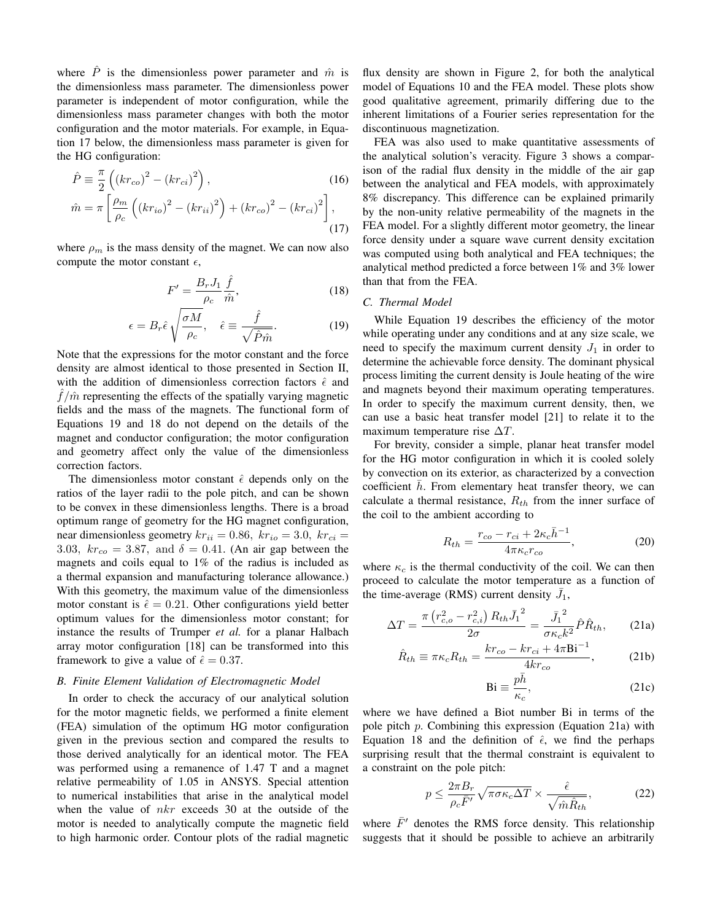where $\hat{P}$ is the dimensionless power parameter and $\hat{m}$ is the dimensionless mass parameter. The dimensionless power parameter is independent of motor configuration, while the dimensionless mass parameter changes with both the motor configuration and the motor materials. For example, in Equation 17 below, the dimensionless mass parameter is given for the HG configuration:

$$\hat{P} \equiv \frac{\pi}{2}\left((kr_{co})^2 - (kr_{ci})^2\right), \tag{16}$$

$$\hat{m} = \pi\left[\frac{\rho_m}{\rho_c}\left((kr_{io})^2 - (kr_{ii})^2\right) + (kr_{co})^2 - (kr_{ci})^2\right], \tag{17}$$

where $\rho_m$ is the mass density of the magnet. We can now also compute the motor constant $\epsilon$,

$$F' = \frac{B_r J_1}{\rho_c}\frac{\hat{f}}{\hat{m}}, \tag{18}$$

$$\epsilon = B_r \hat{\epsilon}\sqrt{\frac{\sigma M}{\rho_c}}, \quad \hat{\epsilon} \equiv \frac{\hat{f}}{\sqrt{\hat{P}\hat{m}}}. \tag{19}$$

Note that the expressions for the motor constant and the force density are almost identical to those presented in Section II, with the addition of dimensionless correction factors $\hat{\epsilon}$ and $\hat{f}/\hat{m}$ representing the effects of the spatially varying magnetic fields and the mass of the magnets. The functional form of Equations 19 and 18 do not depend on the details of the magnet and conductor configuration; the motor configuration and geometry affect only the value of the dimensionless correction factors.

The dimensionless motor constant $\hat{\epsilon}$ depends only on the ratios of the layer radii to the pole pitch, and can be shown to be convex in these dimensionless lengths. There is a broad optimum range of geometry for the HG magnet configuration, near dimensionless geometry $kr_{ii} = 0.86$, $kr_{io} = 3.0$, $kr_{ci} = 3.03$, $kr_{co} = 3.87$, and $\delta = 0.41$. (An air gap between the magnets and coils equal to 1% of the radius is included as a thermal expansion and manufacturing tolerance allowance.) With this geometry, the maximum value of the dimensionless motor constant is $\hat{\epsilon} = 0.21$. Other configurations yield better optimum values for the dimensionless motor constant; for instance the results of Trumper *et al.* for a planar Halbach array motor configuration [18] can be transformed into this framework to give a value of $\hat{\epsilon} = 0.37$.

### B. Finite Element Validation of Electromagnetic Model

In order to check the accuracy of our analytical solution for the motor magnetic fields, we performed a finite element (FEA) simulation of the optimum HG motor configuration given in the previous section and compared the results to those derived analytically for an identical motor. The FEA was performed using a remanence of 1.47 T and a magnet relative permeability of 1.05 in ANSYS. Special attention to numerical instabilities that arise in the analytical model when the value of $nkr$ exceeds 30 at the outside of the motor is needed to analytically compute the magnetic field to high harmonic order. Contour plots of the radial magnetic flux density are shown in Figure 2, for both the analytical model of Equations 10 and the FEA model. These plots show good qualitative agreement, primarily differing due to the inherent limitations of a Fourier series representation for the discontinuous magnetization.

FEA was also used to make quantitative assessments of the analytical solution's veracity. Figure 3 shows a comparison of the radial flux density in the middle of the air gap between the analytical and FEA models, with approximately 8% discrepancy. This difference can be explained primarily by the non-unity relative permeability of the magnets in the FEA model. For a slightly different motor geometry, the linear force density under a square wave current density excitation was computed using both analytical and FEA techniques; the analytical method predicted a force between 1% and 3% lower than that from the FEA.

### C. Thermal Model

While Equation 19 describes the efficiency of the motor while operating under any conditions and at any size scale, we need to specify the maximum current density $J_1$ in order to determine the achievable force density. The dominant physical process limiting the current density is Joule heating of the wire and magnets beyond their maximum operating temperatures. In order to specify the maximum current density, then, we can use a basic heat transfer model [21] to relate it to the maximum temperature rise $\Delta T$.

For brevity, consider a simple, planar heat transfer model for the HG motor configuration in which it is cooled solely by convection on its exterior, as characterized by a convection coefficient $\bar{h}$. From elementary heat transfer theory, we can calculate a thermal resistance, $R_{th}$ from the inner surface of the coil to the ambient according to

$$R_{th} = \frac{r_{co} - r_{ci} + 2\kappa_c \bar{h}^{-1}}{4\pi\kappa_c r_{co}}, \tag{20}$$

where $\kappa_c$ is the thermal conductivity of the coil. We can then proceed to calculate the motor temperature as a function of the time-average (RMS) current density $\bar{J_1}$,

$$\Delta T = \frac{\pi\left(r_{c,o}^2 - r_{c,i}^2\right) R_{th}\bar{J_1}^2}{2\sigma} = \frac{\bar{J_1}^2}{\sigma\kappa_c k^2}\hat{P}\hat{R}_{th}, \tag{21a}$$

$$\hat{R}_{th} \equiv \pi\kappa_c R_{th} = \frac{kr_{co} - kr_{ci} + 4\pi \mathrm{Bi}^{-1}}{4kr_{co}}, \tag{21b}$$

$$\mathrm{Bi} \equiv \frac{p\bar{h}}{\kappa_c}, \tag{21c}$$

where we have defined a Biot number Bi in terms of the pole pitch $p$. Combining this expression (Equation 21a) with Equation 18 and the definition of $\hat{\epsilon}$, we find the perhaps surprising result that the thermal constraint is equivalent to a constraint on the pole pitch:

$$p \leq \frac{2\pi B_r}{\rho_c \bar{F}'}\sqrt{\pi\sigma\kappa_c\Delta T} \times \frac{\hat{\epsilon}}{\sqrt{\hat{m}\hat{R}_{th}}}, \tag{22}$$

where $\bar{F}'$ denotes the RMS force density. This relationship suggests that it should be possible to achieve an arbitrarily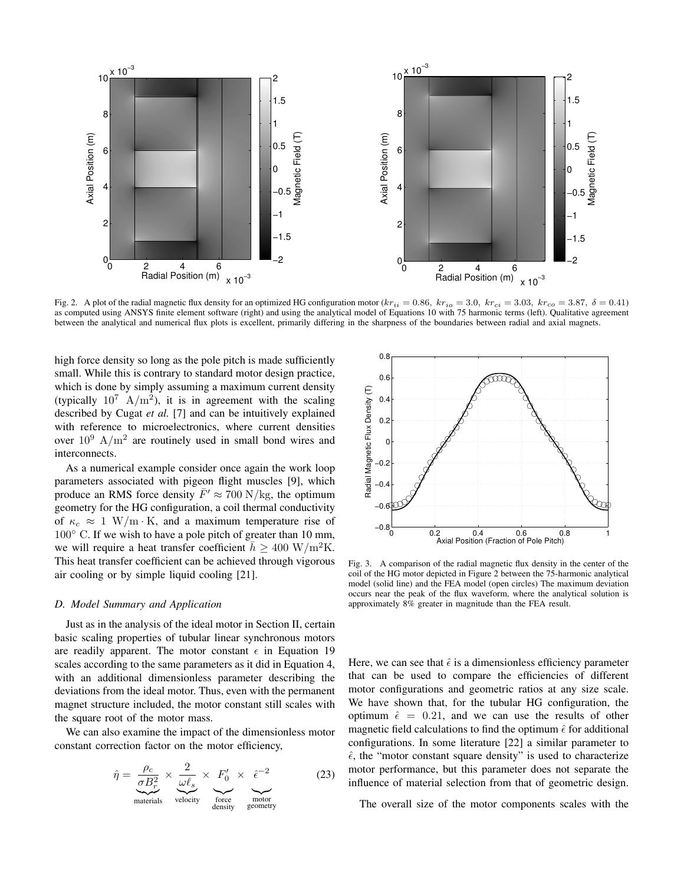Fig. 2. A plot of the radial magnetic flux density for an optimized HG configuration motor ($kr_{ii} = 0.86$, $kr_{io} = 3.0$, $kr_{ci} = 3.03$, $kr_{co} = 3.87$, $\delta = 0.41$) as computed using ANSYS finite element software (right) and using the analytical model of Equations 10 with 75 harmonic terms (left). Qualitative agreement between the analytical and numerical flux plots is excellent, primarily differing in the sharpness of the boundaries between radial and axial magnets.

high force density so long as the pole pitch is made sufficiently small. While this is contrary to standard motor design practice, which is done by simply assuming a maximum current density (typically $10^7$ A/m$^2$), it is in agreement with the scaling described by Cugat *et al.* [7] and can be intuitively explained with reference to microelectronics, where current densities over $10^9$ A/m$^2$ are routinely used in small bond wires and interconnects.

As a numerical example consider once again the work loop parameters associated with pigeon flight muscles [9], which produce an RMS force density $\bar{F}' \approx 700$ N/kg, the optimum geometry for the HG configuration, a coil thermal conductivity of $\kappa_c \approx 1$ W/m·K, and a maximum temperature rise of $100^\circ$ C. If we wish to have a pole pitch of greater than 10 mm, we will require a heat transfer coefficient $\bar{h} \geq 400$ W/m$^2$K. This heat transfer coefficient can be achieved through vigorous air cooling or by simple liquid cooling [21].

### D. Model Summary and Application

Just as in the analysis of the ideal motor in Section II, certain basic scaling properties of tubular linear synchronous motors are readily apparent. The motor constant $\epsilon$ in Equation 19 scales according to the same parameters as it did in Equation 4, with an additional dimensionless parameter describing the deviations from the ideal motor. Thus, even with the permanent magnet structure included, the motor constant still scales with the square root of the motor mass.

We can also examine the impact of the dimensionless motor constant correction factor on the motor efficiency,

$$\hat{\eta} = \underbrace{\frac{\rho_c}{\sigma B_r^2}}_{\text{materials}} \times \underbrace{\frac{2}{\omega \ell_s}}_{\text{velocity}} \times \underbrace{F_0'}_{\substack{\text{force} \\ \text{density}}} \times \underbrace{\hat{\epsilon}^{-2}}_{\substack{\text{motor} \\ \text{geometry}}} \tag{23}$$

Fig. 3. A comparison of the radial magnetic flux density in the center of the coil of the HG motor depicted in Figure 2 between the 75-harmonic analytical model (solid line) and the FEA model (open circles) The maximum deviation occurs near the peak of the flux waveform, where the analytical solution is approximately 8% greater in magnitude than the FEA result.

Here, we can see that $\hat{\epsilon}$ is a dimensionless efficiency parameter that can be used to compare the efficiencies of different motor configurations and geometric ratios at any size scale. We have shown that, for the tubular HG configuration, the optimum $\hat{\epsilon} = 0.21$, and we can use the results of other magnetic field calculations to find the optimum $\hat{\epsilon}$ for additional configurations. In some literature [22] a similar parameter to $\hat{\epsilon}$, the "motor constant square density" is used to characterize motor performance, but this parameter does not separate the influence of material selection from that of geometric design.

The overall size of the motor components scales with the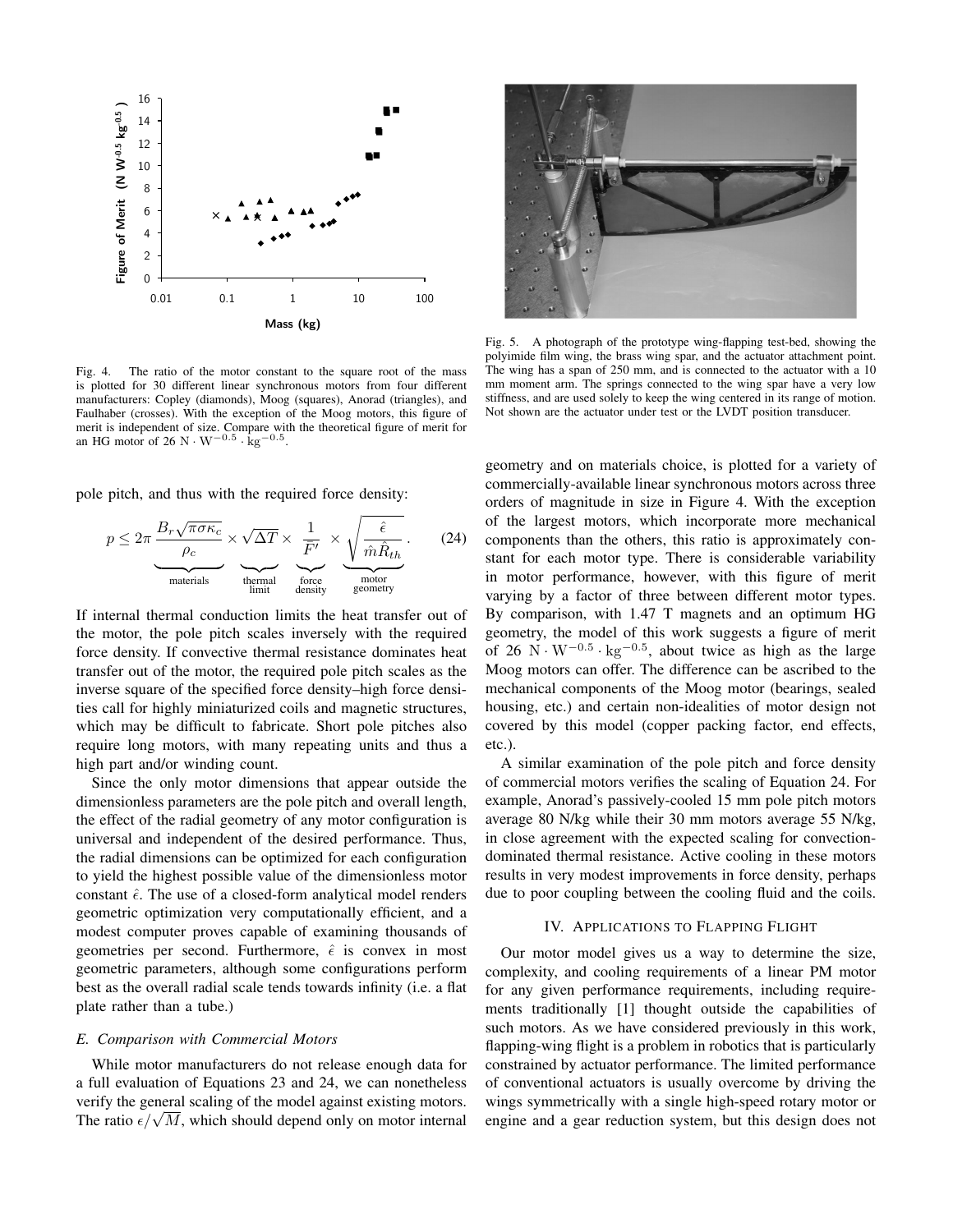Figure of Merit (N W$^{-0.5}$ kg$^{-0.5}$)

16
14
12
10
8
6
4
2
0

0.01
0.1
1
10
100

Mass (kg)

Fig. 4. The ratio of the motor constant to the square root of the mass is plotted for 30 different linear synchronous motors from four different manufacturers: Copley (diamonds), Moog (squares), Anorad (triangles), and Faulhaber (crosses). With the exception of the Moog motors, this figure of merit is independent of size. Compare with the theoretical figure of merit for an HG motor of 26 $\mathrm{N \cdot W^{-0.5} \cdot kg^{-0.5}}$.

Fig. 5. A photograph of the prototype wing-flapping test-bed, showing the polyimide film wing, the brass wing spar, and the actuator attachment point. The wing has a span of 250 mm, and is connected to the actuator with a 10 mm moment arm. The springs connected to the wing spar have a very low stiffness, and are used solely to keep the wing centered in its range of motion. Not shown are the actuator under test or the LVDT position transducer.

pole pitch, and thus with the required force density:

$$p \leq \underbrace{2\pi \frac{B_r\sqrt{\pi\sigma\kappa_c}}{\rho_c}}_{\text{materials}} \times \underbrace{\sqrt{\Delta T}}_{\substack{\text{thermal}\\\text{limit}}} \times \underbrace{\frac{1}{F'}}_{\substack{\text{force}\\\text{density}}} \times \underbrace{\sqrt{\frac{\hat{\epsilon}}{\hat{m}\hat{R}_{th}}}}_{\substack{\text{motor}\\\text{geometry}}}. \tag{24}$$

If internal thermal conduction limits the heat transfer out of the motor, the pole pitch scales inversely with the required force density. If convective thermal resistance dominates heat transfer out of the motor, the required pole pitch scales as the inverse square of the specified force density–high force densities call for highly miniaturized coils and magnetic structures, which may be difficult to fabricate. Short pole pitches also require long motors, with many repeating units and thus a high part and/or winding count.

Since the only motor dimensions that appear outside the dimensionless parameters are the pole pitch and overall length, the effect of the radial geometry of any motor configuration is universal and independent of the desired performance. Thus, the radial dimensions can be optimized for each configuration to yield the highest possible value of the dimensionless motor constant $\hat{\epsilon}$. The use of a closed-form analytical model renders geometric optimization very computationally efficient, and a modest computer proves capable of examining thousands of geometries per second. Furthermore, $\hat{\epsilon}$ is convex in most geometric parameters, although some configurations perform best as the overall radial scale tends towards infinity (i.e. a flat plate rather than a tube.)

### *E. Comparison with Commercial Motors*

While motor manufacturers do not release enough data for a full evaluation of Equations 23 and 24, we can nonetheless verify the general scaling of the model against existing motors. The ratio $\epsilon/\sqrt{M}$, which should depend only on motor internal geometry and on materials choice, is plotted for a variety of commercially-available linear synchronous motors across three orders of magnitude in size in Figure 4. With the exception of the largest motors, which incorporate more mechanical components than the others, this ratio is approximately constant for each motor type. There is considerable variability in motor performance, however, with this figure of merit varying by a factor of three between different motor types. By comparison, with 1.47 T magnets and an optimum HG geometry, the model of this work suggests a figure of merit of 26 $\mathrm{N \cdot W^{-0.5} \cdot kg^{-0.5}}$, about twice as high as the large Moog motors can offer. The difference can be ascribed to the mechanical components of the Moog motor (bearings, sealed housing, etc.) and certain non-idealities of motor design not covered by this model (copper packing factor, end effects, etc.).

A similar examination of the pole pitch and force density of commercial motors verifies the scaling of Equation 24. For example, Anorad's passively-cooled 15 mm pole pitch motors average 80 N/kg while their 30 mm motors average 55 N/kg, in close agreement with the expected scaling for convection-dominated thermal resistance. Active cooling in these motors results in very modest improvements in force density, perhaps due to poor coupling between the cooling fluid and the coils.

## IV. Applications to Flapping Flight

Our motor model gives us a way to determine the size, complexity, and cooling requirements of a linear PM motor for any given performance requirements, including requirements traditionally [1] thought outside the capabilities of such motors. As we have considered previously in this work, flapping-wing flight is a problem in robotics that is particularly constrained by actuator performance. The limited performance of conventional actuators is usually overcome by driving the wings symmetrically with a single high-speed rotary motor or engine and a gear reduction system, but this design does not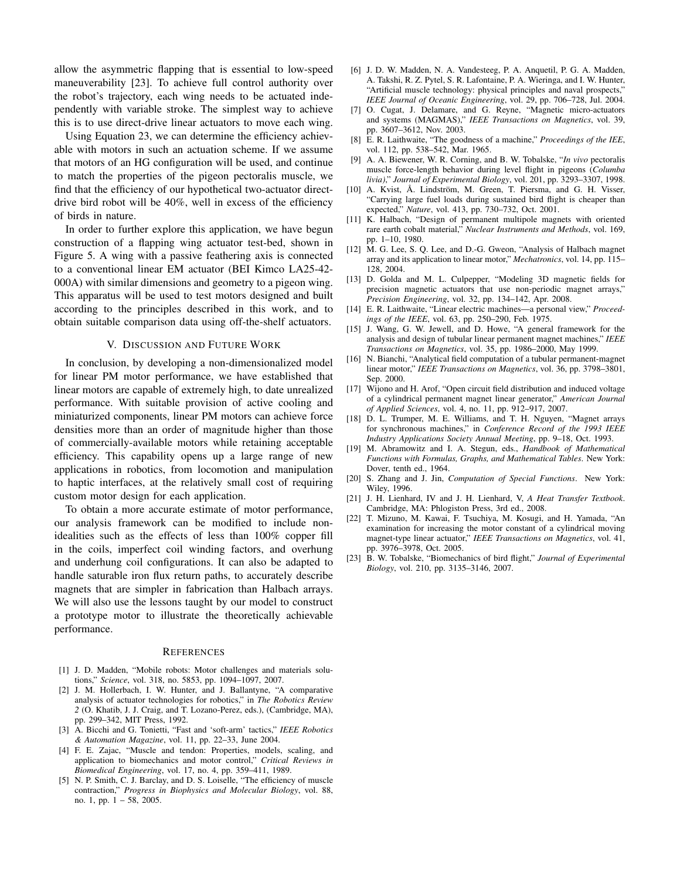allow the asymmetric flapping that is essential to low-speed maneuverability [23]. To achieve full control authority over the robot's trajectory, each wing needs to be actuated independently with variable stroke. The simplest way to achieve this is to use direct-drive linear actuators to move each wing.

Using Equation 23, we can determine the efficiency achievable with motors in such an actuation scheme. If we assume that motors of an HG configuration will be used, and continue to match the properties of the pigeon pectoralis muscle, we find that the efficiency of our hypothetical two-actuator direct-drive bird robot will be 40%, well in excess of the efficiency of birds in nature.

In order to further explore this application, we have begun construction of a flapping wing actuator test-bed, shown in Figure 5. A wing with a passive feathering axis is connected to a conventional linear EM actuator (BEI Kimco LA25-42-000A) with similar dimensions and geometry to a pigeon wing. This apparatus will be used to test motors designed and built according to the principles described in this work, and to obtain suitable comparison data using off-the-shelf actuators.

## V. Discussion and Future Work

In conclusion, by developing a non-dimensionalized model for linear PM motor performance, we have established that linear motors are capable of extremely high, to date unrealized performance. With suitable provision of active cooling and miniaturized components, linear PM motors can achieve force densities more than an order of magnitude higher than those of commercially-available motors while retaining acceptable efficiency. This capability opens up a large range of new applications in robotics, from locomotion and manipulation to haptic interfaces, at the relatively small cost of requiring custom motor design for each application.

To obtain a more accurate estimate of motor performance, our analysis framework can be modified to include non-idealities such as the effects of less than 100% copper fill in the coils, imperfect coil winding factors, and overhung and underhung coil configurations. It can also be adapted to handle saturable iron flux return paths, to accurately describe magnets that are simpler in fabrication than Halbach arrays. We will also use the lessons taught by our model to construct a prototype motor to illustrate the theoretically achievable performance.

## References

[1] J. D. Madden, "Mobile robots: Motor challenges and materials solutions," *Science*, vol. 318, no. 5853, pp. 1094–1097, 2007.

[2] J. M. Hollerbach, I. W. Hunter, and J. Ballantyne, "A comparative analysis of actuator technologies for robotics," in *The Robotics Review 2* (O. Khatib, J. J. Craig, and T. Lozano-Perez, eds.), (Cambridge, MA), pp. 299–342, MIT Press, 1992.

[3] A. Bicchi and G. Tonietti, "Fast and 'soft-arm' tactics," *IEEE Robotics & Automation Magazine*, vol. 11, pp. 22–33, June 2004.

[4] F. E. Zajac, "Muscle and tendon: Properties, models, scaling, and application to biomechanics and motor control," *Critical Reviews in Biomedical Engineering*, vol. 17, no. 4, pp. 359–411, 1989.

[5] N. P. Smith, C. J. Barclay, and D. S. Loiselle, "The efficiency of muscle contraction," *Progress in Biophysics and Molecular Biology*, vol. 88, no. 1, pp. 1 – 58, 2005.

[6] J. D. W. Madden, N. A. Vandesteeg, P. A. Anquetil, P. G. A. Madden, A. Takshi, R. Z. Pytel, S. R. Lafontaine, P. A. Wieringa, and I. W. Hunter, "Artificial muscle technology: physical principles and naval prospects," *IEEE Journal of Oceanic Engineering*, vol. 29, pp. 706–728, Jul. 2004.

[7] O. Cugat, J. Delamare, and G. Reyne, "Magnetic micro-actuators and systems (MAGMAS)," *IEEE Transactions on Magnetics*, vol. 39, pp. 3607–3612, Nov. 2003.

[8] E. R. Laithwaite, "The goodness of a machine," *Proceedings of the IEE*, vol. 112, pp. 538–542, Mar. 1965.

[9] A. A. Biewener, W. R. Corning, and B. W. Tobalske, "*In vivo* pectoralis muscle force-length behavior during level flight in pigeons (*Columba livia*)," *Journal of Experimental Biology*, vol. 201, pp. 3293–3307, 1998.

[10] A. Kvist, Å. Lindström, M. Green, T. Piersma, and G. H. Visser, "Carrying large fuel loads during sustained bird flight is cheaper than expected," *Nature*, vol. 413, pp. 730–732, Oct. 2001.

[11] K. Halbach, "Design of permanent multipole magnets with oriented rare earth cobalt material," *Nuclear Instruments and Methods*, vol. 169, pp. 1–10, 1980.

[12] M. G. Lee, S. Q. Lee, and D.-G. Gweon, "Analysis of Halbach magnet array and its application to linear motor," *Mechatronics*, vol. 14, pp. 115–128, 2004.

[13] D. Golda and M. L. Culpepper, "Modeling 3D magnetic fields for precision magnetic actuators that use non-periodic magnet arrays," *Precision Engineering*, vol. 32, pp. 134–142, Apr. 2008.

[14] E. R. Laithwaite, "Linear electric machines—a personal view," *Proceedings of the IEEE*, vol. 63, pp. 250–290, Feb. 1975.

[15] J. Wang, G. W. Jewell, and D. Howe, "A general framework for the analysis and design of tubular linear permanent magnet machines," *IEEE Transactions on Magnetics*, vol. 35, pp. 1986–2000, May 1999.

[16] N. Bianchi, "Analytical field computation of a tubular permanent-magnet linear motor," *IEEE Transactions on Magnetics*, vol. 36, pp. 3798–3801, Sep. 2000.

[17] Wijono and H. Arof, "Open circuit field distribution and induced voltage of a cylindrical permanent magnet linear generator," *American Journal of Applied Sciences*, vol. 4, no. 11, pp. 912–917, 2007.

[18] D. L. Trumper, M. E. Williams, and T. H. Nguyen, "Magnet arrays for synchronous machines," in *Conference Record of the 1993 IEEE Industry Applications Society Annual Meeting*, pp. 9–18, Oct. 1993.

[19] M. Abramowitz and I. A. Stegun, eds., *Handbook of Mathematical Functions with Formulas, Graphs, and Mathematical Tables*. New York: Dover, tenth ed., 1964.

[20] S. Zhang and J. Jin, *Computation of Special Functions*. New York: Wiley, 1996.

[21] J. H. Lienhard, IV and J. H. Lienhard, V, *A Heat Transfer Textbook*. Cambridge, MA: Phlogiston Press, 3rd ed., 2008.

[22] T. Mizuno, M. Kawai, F. Tsuchiya, M. Kosugi, and H. Yamada, "An examination for increasing the motor constant of a cylindrical moving magnet-type linear actuator," *IEEE Transactions on Magnetics*, vol. 41, pp. 3976–3978, Oct. 2005.

[23] B. W. Tobalske, "Biomechanics of bird flight," *Journal of Experimental Biology*, vol. 210, pp. 3135–3146, 2007.